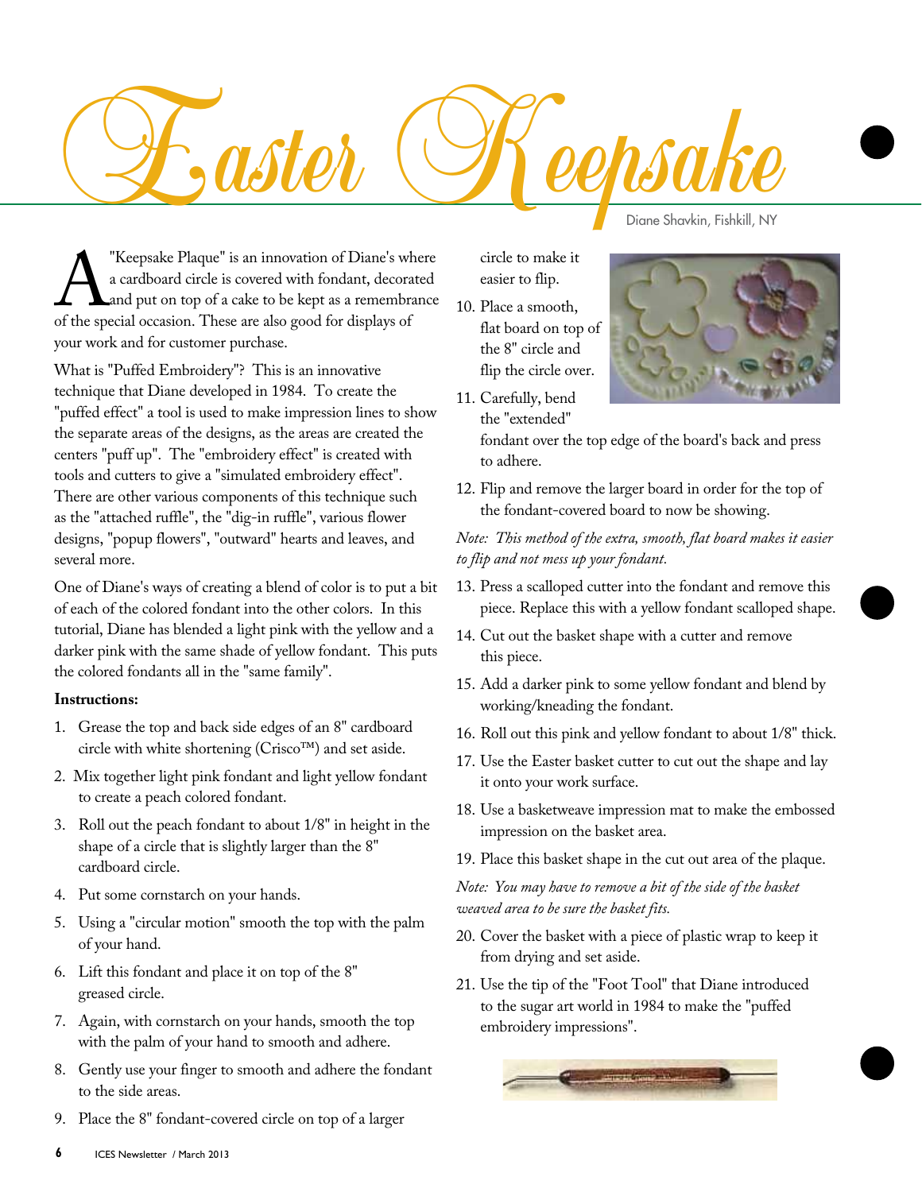# Easter Keepsake

Diane Shavkin, Fishkill, NY

A "Keepsake Plaque" is an innovation of Diane's where a cardboard circle is covered with fondant, decorated and put on top of a cake to be kept as a remembrance of the special occasion. These are also good for displays of your work and for customer purchase.

What is "Puffed Embroidery"? This is an innovative technique that Diane developed in 1984. To create the "puffed effect" a tool is used to make impression lines to show the separate areas of the designs, as the areas are created the centers "puff up". The "embroidery effect" is created with tools and cutters to give a "simulated embroidery effect". There are other various components of this technique such as the "attached ruffle", the "dig-in ruffle", various flower designs, "popup flowers", "outward" hearts and leaves, and several more.

One of Diane's ways of creating a blend of color is to put a bit of each of the colored fondant into the other colors. In this tutorial, Diane has blended a light pink with the yellow and a darker pink with the same shade of yellow fondant. This puts the colored fondants all in the "same family".

**Instructions:**

1. Grease the top and back side edges of an 8" cardboard circle with white shortening (Crisco™) and set aside.
2. Mix together light pink fondant and light yellow fondant to create a peach colored fondant.
3. Roll out the peach fondant to about 1/8" in height in the shape of a circle that is slightly larger than the 8" cardboard circle.
4. Put some cornstarch on your hands.
5. Using a "circular motion" smooth the top with the palm of your hand.
6. Lift this fondant and place it on top of the 8" greased circle.
7. Again, with cornstarch on your hands, smooth the top with the palm of your hand to smooth and adhere.
8. Gently use your finger to smooth and adhere the fondant to the side areas.
9. Place the 8" fondant-covered circle on top of a larger circle to make it easier to flip.
10. Place a smooth, flat board on top of the 8" circle and flip the circle over.
11. Carefully, bend the "extended" fondant over the top edge of the board's back and press to adhere.
12. Flip and remove the larger board in order for the top of the fondant-covered board to now be showing.

*Note: This method of the extra, smooth, flat board makes it easier to flip and not mess up your fondant.*

13. Press a scalloped cutter into the fondant and remove this piece. Replace this with a yellow fondant scalloped shape.
14. Cut out the basket shape with a cutter and remove this piece.
15. Add a darker pink to some yellow fondant and blend by working/kneading the fondant.
16. Roll out this pink and yellow fondant to about 1/8" thick.
17. Use the Easter basket cutter to cut out the shape and lay it onto your work surface.
18. Use a basketweave impression mat to make the embossed impression on the basket area.
19. Place this basket shape in the cut out area of the plaque.

*Note: You may have to remove a bit of the side of the basket weaved area to be sure the basket fits.*

20. Cover the basket with a piece of plastic wrap to keep it from drying and set aside.
21. Use the tip of the "Foot Tool" that Diane introduced to the sugar art world in 1984 to make the "puffed embroidery impressions".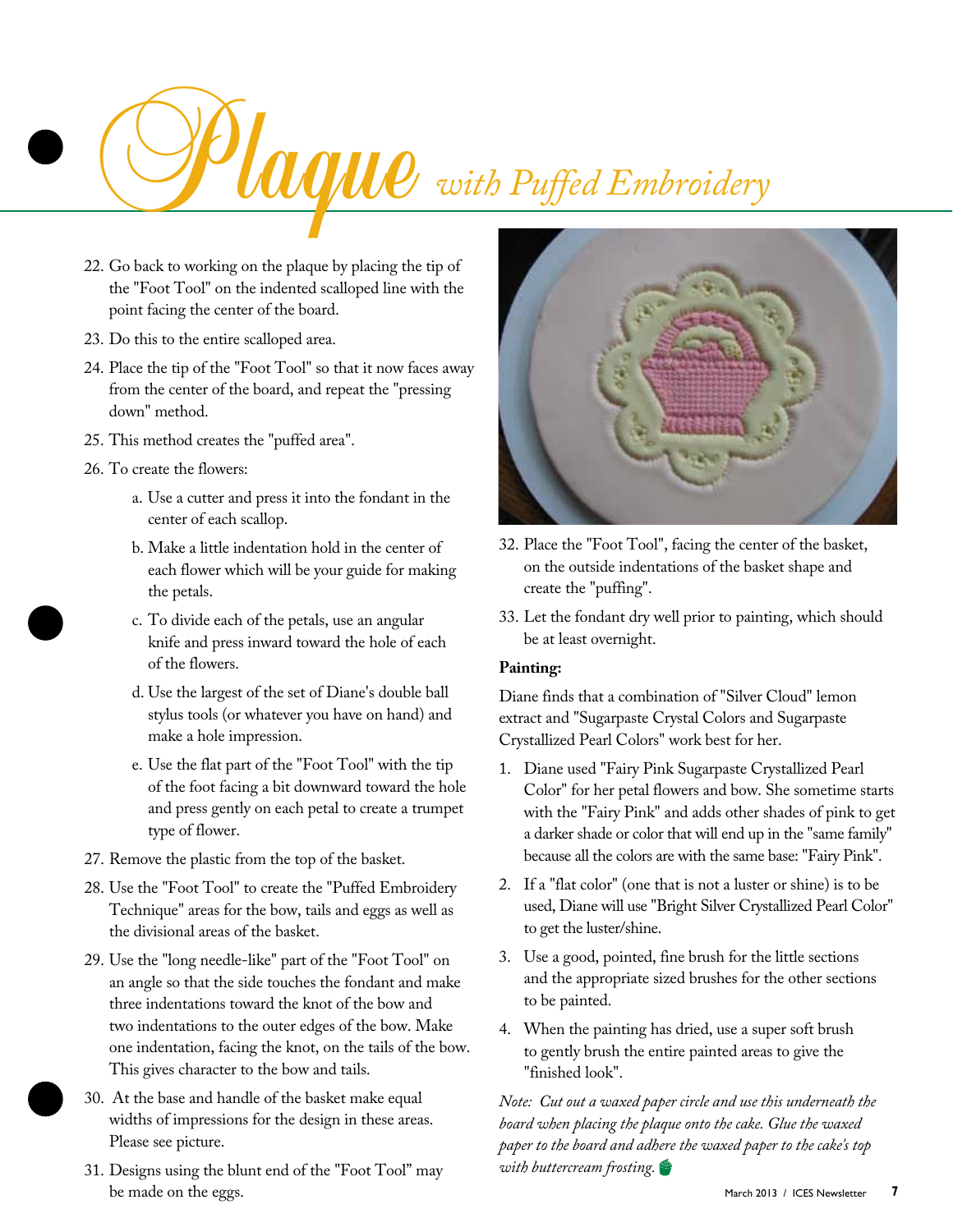# Plaque *with Puffed Embroidery*

22. Go back to working on the plaque by placing the tip of the "Foot Tool" on the indented scalloped line with the point facing the center of the board.
23. Do this to the entire scalloped area.
24. Place the tip of the "Foot Tool" so that it now faces away from the center of the board, and repeat the "pressing down" method.
25. This method creates the "puffed area".
26. To create the flowers:
    a. Use a cutter and press it into the fondant in the center of each scallop.
    b. Make a little indentation hold in the center of each flower which will be your guide for making the petals.
    c. To divide each of the petals, use an angular knife and press inward toward the hole of each of the flowers.
    d. Use the largest of the set of Diane's double ball stylus tools (or whatever you have on hand) and make a hole impression.
    e. Use the flat part of the "Foot Tool" with the tip of the foot facing a bit downward toward the hole and press gently on each petal to create a trumpet type of flower.
27. Remove the plastic from the top of the basket.
28. Use the "Foot Tool" to create the "Puffed Embroidery Technique" areas for the bow, tails and eggs as well as the divisional areas of the basket.
29. Use the "long needle-like" part of the "Foot Tool" on an angle so that the side touches the fondant and make three indentations toward the knot of the bow and two indentations to the outer edges of the bow. Make one indentation, facing the knot, on the tails of the bow. This gives character to the bow and tails.
30. At the base and handle of the basket make equal widths of impressions for the design in these areas. Please see picture.
31. Designs using the blunt end of the "Foot Tool" may be made on the eggs.
32. Place the "Foot Tool", facing the center of the basket, on the outside indentations of the basket shape and create the "puffing".
33. Let the fondant dry well prior to painting, which should be at least overnight.

**Painting:**

Diane finds that a combination of "Silver Cloud" lemon extract and "Sugarpaste Crystal Colors and Sugarpaste Crystallized Pearl Colors" work best for her.

1. Diane used "Fairy Pink Sugarpaste Crystallized Pearl Color" for her petal flowers and bow. She sometime starts with the "Fairy Pink" and adds other shades of pink to get a darker shade or color that will end up in the "same family" because all the colors are with the same base: "Fairy Pink".
2. If a "flat color" (one that is not a luster or shine) is to be used, Diane will use "Bright Silver Crystallized Pearl Color" to get the luster/shine.
3. Use a good, pointed, fine brush for the little sections and the appropriate sized brushes for the other sections to be painted.
4. When the painting has dried, use a super soft brush to gently brush the entire painted areas to give the "finished look".

*Note: Cut out a waxed paper circle and use this underneath the board when placing the plaque onto the cake. Glue the waxed paper to the board and adhere the waxed paper to the cake's top with buttercream frosting.*